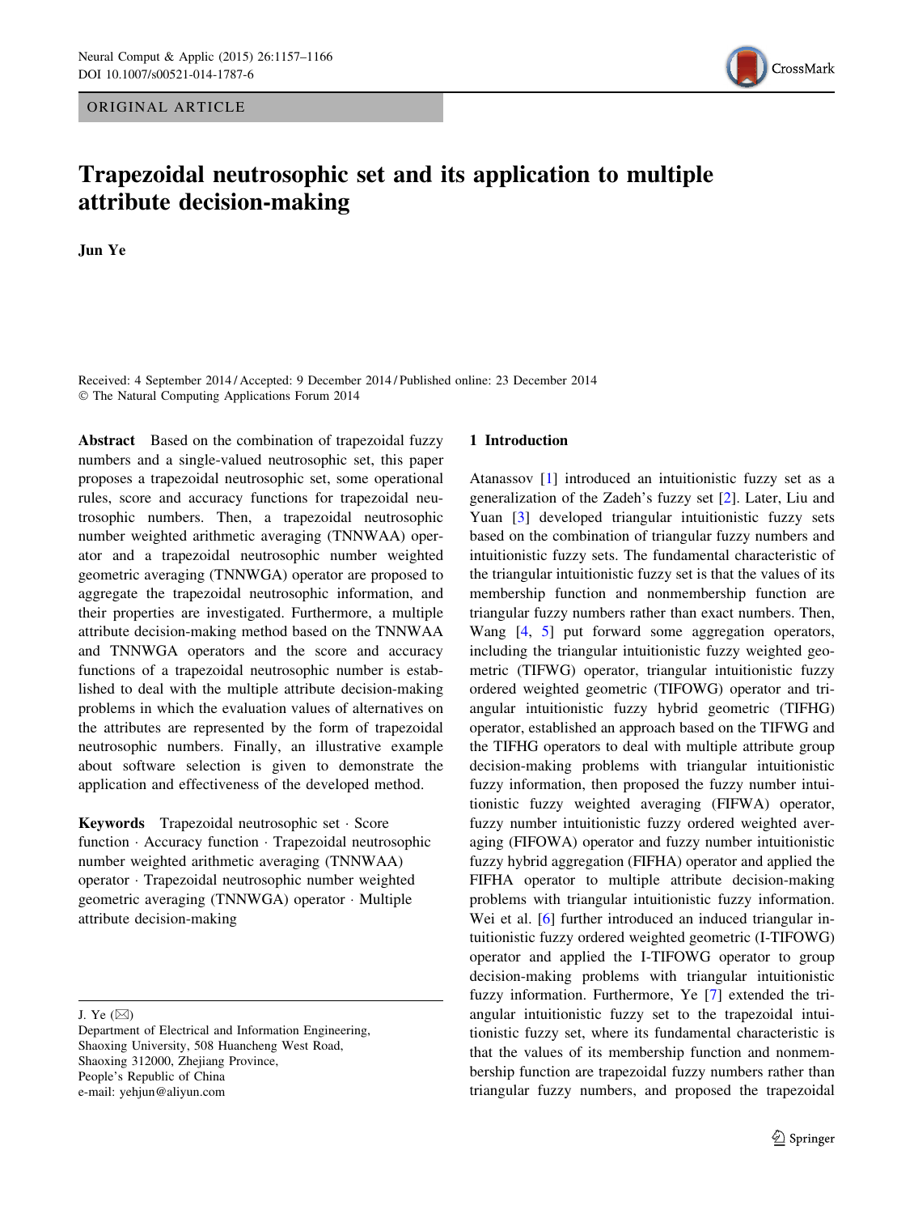ORIGINAL ARTICLE

# Trapezoidal neutrosophic set and its application to multiple attribute decision-making

**Jun Ye**

Received: 4 September 2014 / Accepted: 9 December 2014 / Published online: 23 December 2014
© The Natural Computing Applications Forum 2014

**Abstract** Based on the combination of trapezoidal fuzzy numbers and a single-valued neutrosophic set, this paper proposes a trapezoidal neutrosophic set, some operational rules, score and accuracy functions for trapezoidal neutrosophic numbers. Then, a trapezoidal neutrosophic number weighted arithmetic averaging (TNNWAA) operator and a trapezoidal neutrosophic number weighted geometric averaging (TNNWGA) operator are proposed to aggregate the trapezoidal neutrosophic information, and their properties are investigated. Furthermore, a multiple attribute decision-making method based on the TNNWAA and TNNWGA operators and the score and accuracy functions of a trapezoidal neutrosophic number is established to deal with the multiple attribute decision-making problems in which the evaluation values of alternatives on the attributes are represented by the form of trapezoidal neutrosophic numbers. Finally, an illustrative example about software selection is given to demonstrate the application and effectiveness of the developed method.

**Keywords** Trapezoidal neutrosophic set · Score function · Accuracy function · Trapezoidal neutrosophic number weighted arithmetic averaging (TNNWAA) operator · Trapezoidal neutrosophic number weighted geometric averaging (TNNWGA) operator · Multiple attribute decision-making

J. Ye (✉)
Department of Electrical and Information Engineering, Shaoxing University, 508 Huancheng West Road, Shaoxing 312000, Zhejiang Province, People's Republic of China
e-mail: yehjun@aliyun.com

## 1 Introduction

Atanassov [1] introduced an intuitionistic fuzzy set as a generalization of the Zadeh's fuzzy set [2]. Later, Liu and Yuan [3] developed triangular intuitionistic fuzzy sets based on the combination of triangular fuzzy numbers and intuitionistic fuzzy sets. The fundamental characteristic of the triangular intuitionistic fuzzy set is that the values of its membership function and nonmembership function are triangular fuzzy numbers rather than exact numbers. Then, Wang [4, 5] put forward some aggregation operators, including the triangular intuitionistic fuzzy weighted geometric (TIFWG) operator, triangular intuitionistic fuzzy ordered weighted geometric (TIFOWG) operator and triangular intuitionistic fuzzy hybrid geometric (TIFHG) operator, established an approach based on the TIFWG and the TIFHG operators to deal with multiple attribute group decision-making problems with triangular intuitionistic fuzzy information, then proposed the fuzzy number intuitionistic fuzzy weighted averaging (FIFWA) operator, fuzzy number intuitionistic fuzzy ordered weighted averaging (FIFOWA) operator and fuzzy number intuitionistic fuzzy hybrid aggregation (FIFHA) operator and applied the FIFHA operator to multiple attribute decision-making problems with triangular intuitionistic fuzzy information. Wei et al. [6] further introduced an induced triangular intuitionistic fuzzy ordered weighted geometric (I-TIFOWG) operator and applied the I-TIFOWG operator to group decision-making problems with triangular intuitionistic fuzzy information. Furthermore, Ye [7] extended the triangular intuitionistic fuzzy set to the trapezoidal intuitionistic fuzzy set, where its fundamental characteristic is that the values of its membership function and nonmembership function are trapezoidal fuzzy numbers rather than triangular fuzzy numbers, and proposed the trapezoidal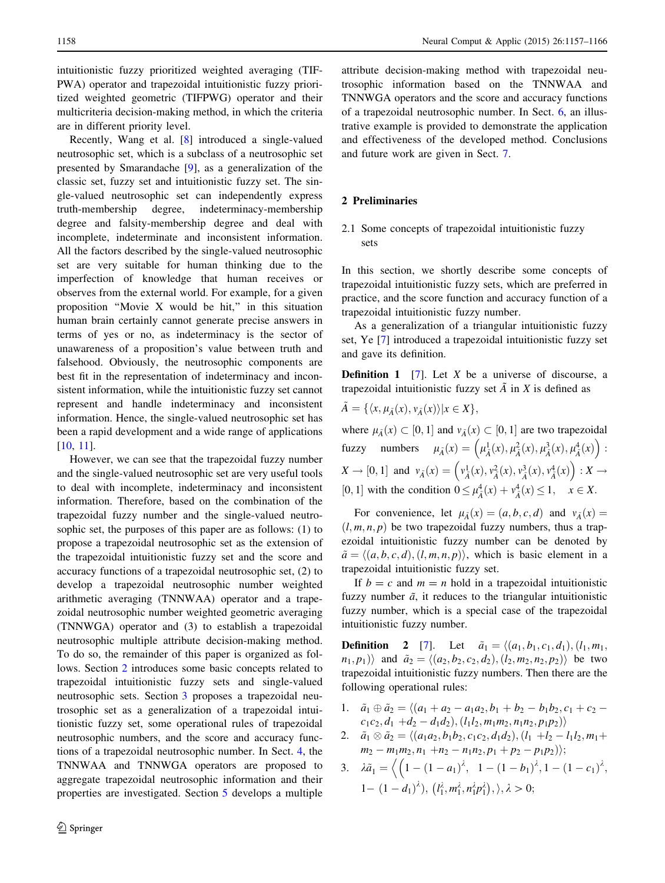intuitionistic fuzzy prioritized weighted averaging (TIFPWA) operator and trapezoidal intuitionistic fuzzy prioritized weighted geometric (TIFPWG) operator and their multicriteria decision-making method, in which the criteria are in different priority level.

Recently, Wang et al. [8] introduced a single-valued neutrosophic set, which is a subclass of a neutrosophic set presented by Smarandache [9], as a generalization of the classic set, fuzzy set and intuitionistic fuzzy set. The single-valued neutrosophic set can independently express truth-membership degree, indeterminacy-membership degree and falsity-membership degree and deal with incomplete, indeterminate and inconsistent information. All the factors described by the single-valued neutrosophic set are very suitable for human thinking due to the imperfection of knowledge that human receives or observes from the external world. For example, for a given proposition "Movie X would be hit," in this situation human brain certainly cannot generate precise answers in terms of yes or no, as indeterminacy is the sector of unawareness of a proposition's value between truth and falsehood. Obviously, the neutrosophic components are best fit in the representation of indeterminacy and inconsistent information, while the intuitionistic fuzzy set cannot represent and handle indeterminacy and inconsistent information. Hence, the single-valued neutrosophic set has been a rapid development and a wide range of applications [10, 11].

However, we can see that the trapezoidal fuzzy number and the single-valued neutrosophic set are very useful tools to deal with incomplete, indeterminacy and inconsistent information. Therefore, based on the combination of the trapezoidal fuzzy number and the single-valued neutrosophic set, the purposes of this paper are as follows: (1) to propose a trapezoidal neutrosophic set as the extension of the trapezoidal intuitionistic fuzzy set and the score and accuracy functions of a trapezoidal neutrosophic set, (2) to develop a trapezoidal neutrosophic number weighted arithmetic averaging (TNNWAA) operator and a trapezoidal neutrosophic number weighted geometric averaging (TNNWGA) operator and (3) to establish a trapezoidal neutrosophic multiple attribute decision-making method. To do so, the remainder of this paper is organized as follows. Section 2 introduces some basic concepts related to trapezoidal intuitionistic fuzzy sets and single-valued neutrosophic sets. Section 3 proposes a trapezoidal neutrosophic set as a generalization of a trapezoidal intuitionistic fuzzy set, some operational rules of trapezoidal neutrosophic numbers, and the score and accuracy functions of a trapezoidal neutrosophic number. In Sect. 4, the TNNWAA and TNNWGA operators are proposed to aggregate trapezoidal neutrosophic information and their properties are investigated. Section 5 develops a multiple attribute decision-making method with trapezoidal neutrosophic information based on the TNNWAA and TNNWGA operators and the score and accuracy functions of a trapezoidal neutrosophic number. In Sect. 6, an illustrative example is provided to demonstrate the application and effectiveness of the developed method. Conclusions and future work are given in Sect. 7.

## 2 Preliminaries

### 2.1 Some concepts of trapezoidal intuitionistic fuzzy sets

In this section, we shortly describe some concepts of trapezoidal intuitionistic fuzzy sets, which are preferred in practice, and the score function and accuracy function of a trapezoidal intuitionistic fuzzy number.

As a generalization of a triangular intuitionistic fuzzy set, Ye [7] introduced a trapezoidal intuitionistic fuzzy set and gave its definition.

**Definition 1** [7]. Let $X$ be a universe of discourse, a trapezoidal intuitionistic fuzzy set $\tilde{A}$ in $X$ is defined as

$\tilde{A} = \{\langle x, \mu_{\tilde{A}}(x), v_{\tilde{A}}(x)\rangle | x \in X\}$,

where $\mu_{\tilde{A}}(x) \subset [0,1]$ and $v_{\tilde{A}}(x) \subset [0,1]$ are two trapezoidal fuzzy numbers $\mu_{\tilde{A}}(x) = \left(\mu^1_{\tilde{A}}(x), \mu^2_{\tilde{A}}(x), \mu^3_{\tilde{A}}(x), \mu^4_{\tilde{A}}(x)\right) : X \to [0,1]$ and $v_{\tilde{A}}(x) = \left(v^1_{\tilde{A}}(x), v^2_{\tilde{A}}(x), v^3_{\tilde{A}}(x), v^4_{\tilde{A}}(x)\right) : X \to [0,1]$ with the condition $0 \le \mu^4_{\tilde{A}}(x) + v^4_{\tilde{A}}(x) \le 1, \quad x \in X$.

For convenience, let $\mu_{\tilde{A}}(x) = (a, b, c, d)$ and $v_{\tilde{A}}(x) = (l, m, n, p)$ be two trapezoidal fuzzy numbers, thus a trapezoidal intuitionistic fuzzy number can be denoted by $\tilde{a} = \langle (a, b, c, d), (l, m, n, p)\rangle$, which is basic element in a trapezoidal intuitionistic fuzzy set.

If $b = c$ and $m = n$ hold in a trapezoidal intuitionistic fuzzy number $\tilde{a}$, it reduces to the triangular intuitionistic fuzzy number, which is a special case of the trapezoidal intuitionistic fuzzy number.

**Definition 2** [7]. Let $\tilde{a}_1 = \langle (a_1, b_1, c_1, d_1), (l_1, m_1, n_1, p_1)\rangle$ and $\tilde{a}_2 = \langle (a_2, b_2, c_2, d_2), (l_2, m_2, n_2, p_2)\rangle$ be two trapezoidal intuitionistic fuzzy numbers. Then there are the following operational rules:

1. $\tilde{a}_1 \oplus \tilde{a}_2 = \langle (a_1 + a_2 - a_1a_2, b_1 + b_2 - b_1b_2, c_1 + c_2 - c_1c_2, d_1 + d_2 - d_1d_2), (l_1l_2, m_1m_2, n_1n_2, p_1p_2)\rangle$
2. $\tilde{a}_1 \otimes \tilde{a}_2 = \langle (a_1a_2, b_1b_2, c_1c_2, d_1d_2), (l_1 + l_2 - l_1l_2, m_1 + m_2 - m_1m_2, n_1 + n_2 - n_1n_2, p_1 + p_2 - p_1p_2)\rangle$;
3. $\lambda\tilde{a}_1 = \left\langle \left(1 - (1 - a_1)^{\lambda},\ 1 - (1 - b_1)^{\lambda}, 1 - (1 - c_1)^{\lambda}, 1 - (1 - d_1)^{\lambda}\right), \left(l_1^{\lambda}, m_1^{\lambda}, n_1^{\lambda} p_1^{\lambda}\right), \right\rangle, \lambda > 0$;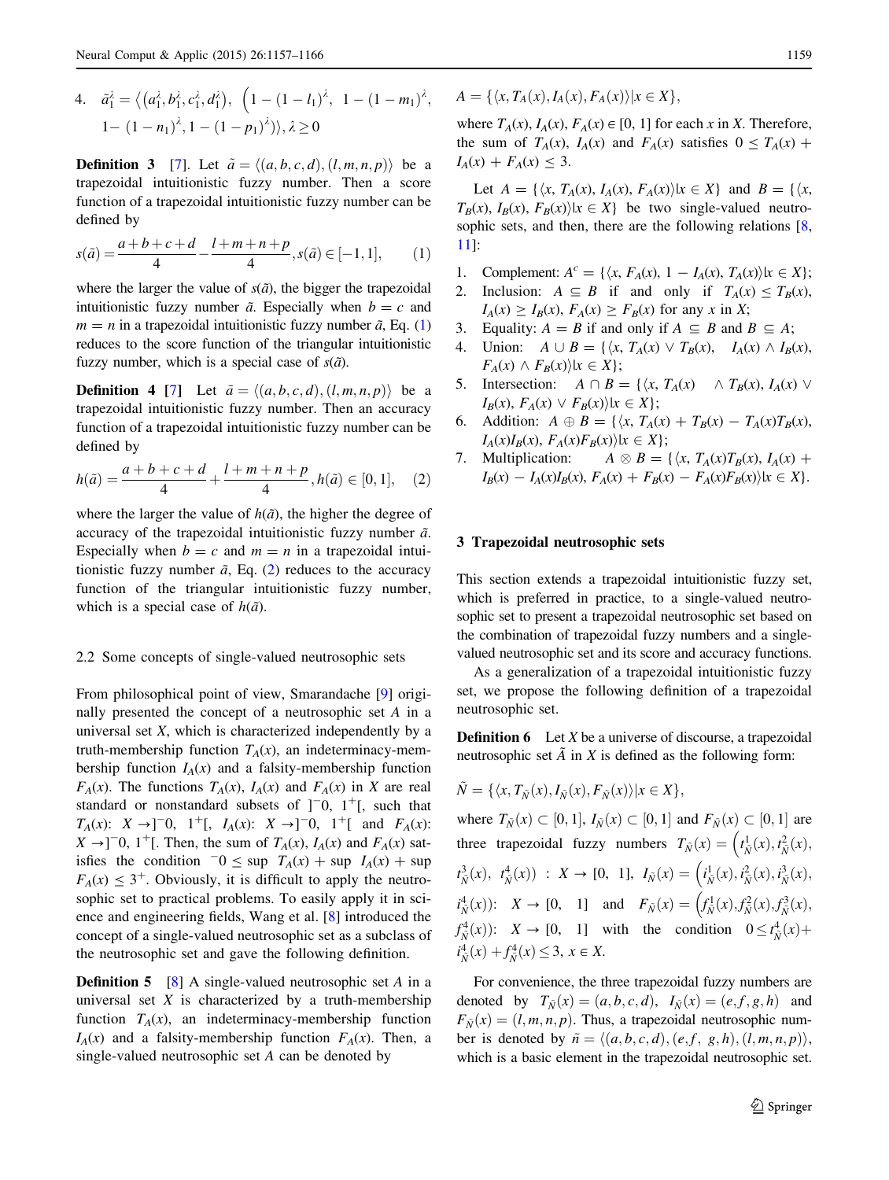4. $\tilde{a}_1^{\lambda} = \left\langle \left(a_1^{\lambda}, b_1^{\lambda}, c_1^{\lambda}, d_1^{\lambda}\right), \left(1-(1-l_1)^{\lambda}, 1-(1-m_1)^{\lambda}, 1-(1-n_1)^{\lambda}, 1-(1-p_1)^{\lambda}\right)\right\rangle, \lambda \geq 0$

**Definition 3** [7]. Let $\tilde{a} = \langle (a,b,c,d),(l,m,n,p)\rangle$ be a trapezoidal intuitionistic fuzzy number. Then a score function of a trapezoidal intuitionistic fuzzy number can be defined by

$$s(\tilde{a}) = \frac{a+b+c+d}{4} - \frac{l+m+n+p}{4}, s(\tilde{a}) \in [-1,1], \quad (1)$$

where the larger the value of $s(\tilde{a})$, the bigger the trapezoidal intuitionistic fuzzy number $\tilde{a}$. Especially when $b = c$ and $m = n$ in a trapezoidal intuitionistic fuzzy number $\tilde{a}$, Eq. (1) reduces to the score function of the triangular intuitionistic fuzzy number, which is a special case of $s(\tilde{a})$.

**Definition 4** [7] Let $\tilde{a} = \langle (a,b,c,d),(l,m,n,p)\rangle$ be a trapezoidal intuitionistic fuzzy number. Then an accuracy function of a trapezoidal intuitionistic fuzzy number can be defined by

$$h(\tilde{a}) = \frac{a+b+c+d}{4} + \frac{l+m+n+p}{4}, h(\tilde{a}) \in [0,1], \quad (2)$$

where the larger the value of $h(\tilde{a})$, the higher the degree of accuracy of the trapezoidal intuitionistic fuzzy number $\tilde{a}$. Especially when $b = c$ and $m = n$ in a trapezoidal intuitionistic fuzzy number $\tilde{a}$, Eq. (2) reduces to the accuracy function of the triangular intuitionistic fuzzy number, which is a special case of $h(\tilde{a})$.

### 2.2 Some concepts of single-valued neutrosophic sets

From philosophical point of view, Smarandache [9] originally presented the concept of a neutrosophic set $A$ in a universal set $X$, which is characterized independently by a truth-membership function $T_A(x)$, an indeterminacy-membership function $I_A(x)$ and a falsity-membership function $F_A(x)$. The functions $T_A(x)$, $I_A(x)$ and $F_A(x)$ in $X$ are real standard or nonstandard subsets of $]^-0, 1^+[$, such that $T_A(x)$: $X \to ]^-0, 1^+[$, $I_A(x)$: $X \to ]^-0, 1^+[$ and $F_A(x)$: $X \to ]^-0, 1^+[$. Then, the sum of $T_A(x)$, $I_A(x)$ and $F_A(x)$ satisfies the condition $^-0 \leq \sup T_A(x) + \sup I_A(x) + \sup F_A(x) \leq 3^+$. Obviously, it is difficult to apply the neutrosophic set to practical problems. To easily apply it in science and engineering fields, Wang et al. [8] introduced the concept of a single-valued neutrosophic set as a subclass of the neutrosophic set and gave the following definition.

**Definition 5** [8] A single-valued neutrosophic set $A$ in a universal set $X$ is characterized by a truth-membership function $T_A(x)$, an indeterminacy-membership function $I_A(x)$ and a falsity-membership function $F_A(x)$. Then, a single-valued neutrosophic set $A$ can be denoted by

$A = \{\langle x, T_A(x), I_A(x), F_A(x)\rangle | x \in X\}$,

where $T_A(x)$, $I_A(x)$, $F_A(x) \in [0, 1]$ for each $x$ in $X$. Therefore, the sum of $T_A(x)$, $I_A(x)$ and $F_A(x)$ satisfies $0 \leq T_A(x) + I_A(x) + F_A(x) \leq 3$.

Let $A = \{\langle x, T_A(x), I_A(x), F_A(x)\rangle | x \in X\}$ and $B = \{\langle x, T_B(x), I_B(x), F_B(x)\rangle | x \in X\}$ be two single-valued neutrosophic sets, and then, there are the following relations [8, 11]:

1. Complement: $A^c = \{\langle x, F_A(x), 1 - I_A(x), T_A(x)\rangle | x \in X\}$;
2. Inclusion: $A \subseteq B$ if and only if $T_A(x) \leq T_B(x)$, $I_A(x) \geq I_B(x)$, $F_A(x) \geq F_B(x)$ for any $x$ in $X$;
3. Equality: $A = B$ if and only if $A \subseteq B$ and $B \subseteq A$;
4. Union: $A \cup B = \{\langle x, T_A(x) \vee T_B(x), I_A(x) \wedge I_B(x), F_A(x) \wedge F_B(x)\rangle | x \in X\}$;
5. Intersection: $A \cap B = \{\langle x, T_A(x) \wedge T_B(x), I_A(x) \vee I_B(x), F_A(x) \vee F_B(x)\rangle | x \in X\}$;
6. Addition: $A \oplus B = \{\langle x, T_A(x) + T_B(x) - T_A(x)T_B(x), I_A(x)I_B(x), F_A(x)F_B(x)\rangle | x \in X\}$;
7. Multiplication: $A \otimes B = \{\langle x, T_A(x)T_B(x), I_A(x) + I_B(x) - I_A(x)I_B(x), F_A(x) + F_B(x) - F_A(x)F_B(x)\rangle | x \in X\}$.

## 3 Trapezoidal neutrosophic sets

This section extends a trapezoidal intuitionistic fuzzy set, which is preferred in practice, to a single-valued neutrosophic set to present a trapezoidal neutrosophic set based on the combination of trapezoidal fuzzy numbers and a single-valued neutrosophic set and its score and accuracy functions.

As a generalization of a trapezoidal intuitionistic fuzzy set, we propose the following definition of a trapezoidal neutrosophic set.

**Definition 6** Let $X$ be a universe of discourse, a trapezoidal neutrosophic set $\tilde{A}$ in $X$ is defined as the following form:

$\tilde{N} = \{\langle x, T_{\tilde{N}}(x), I_{\tilde{N}}(x), F_{\tilde{N}}(x)\rangle | x \in X\}$,

where $T_{\tilde{N}}(x) \subset [0, 1]$, $I_{\tilde{N}}(x) \subset [0, 1]$ and $F_{\tilde{N}}(x) \subset [0, 1]$ are three trapezoidal fuzzy numbers $T_{\tilde{N}}(x) = \left(t_{\tilde{N}}^1(x), t_{\tilde{N}}^2(x), t_{\tilde{N}}^3(x), t_{\tilde{N}}^4(x)\right)$ : $X \to [0, 1]$, $I_{\tilde{N}}(x) = \left(i_{\tilde{N}}^1(x), i_{\tilde{N}}^2(x), i_{\tilde{N}}^3(x), i_{\tilde{N}}^4(x)\right)$: $X \to [0, 1]$ and $F_{\tilde{N}}(x) = \left(f_{\tilde{N}}^1(x), f_{\tilde{N}}^2(x), f_{\tilde{N}}^3(x), f_{\tilde{N}}^4(x)\right)$: $X \to [0, 1]$ with the condition $0 \leq t_{\tilde{N}}^4(x) + i_{\tilde{N}}^4(x) + f_{\tilde{N}}^4(x) \leq 3$, $x \in X$.

For convenience, the three trapezoidal fuzzy numbers are denoted by $T_{\tilde{N}}(x) = (a, b, c, d)$, $I_{\tilde{N}}(x) = (e, f, g, h)$ and $F_{\tilde{N}}(x) = (l, m, n, p)$. Thus, a trapezoidal neutrosophic number is denoted by $\tilde{n} = \langle (a, b, c, d), (e, f, g, h), (l, m, n, p)\rangle$, which is a basic element in the trapezoidal neutrosophic set.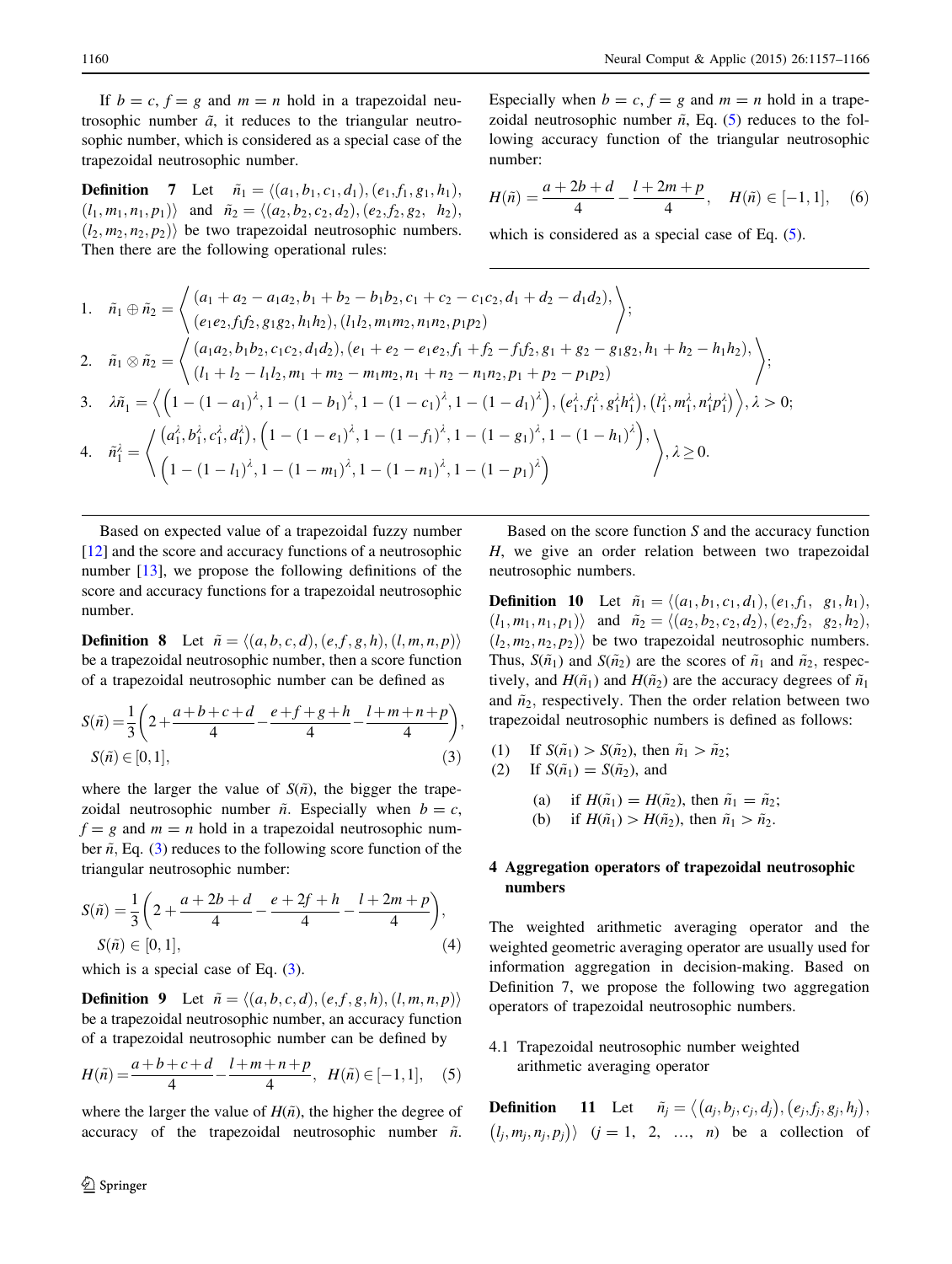If $b = c$, $f = g$ and $m = n$ hold in a trapezoidal neutrosophic number $\tilde{a}$, it reduces to the triangular neutrosophic number, which is considered as a special case of the trapezoidal neutrosophic number.

**Definition 7** Let $\tilde{n}_1 = \langle (a_1, b_1, c_1, d_1), (e_1, f_1, g_1, h_1), (l_1, m_1, n_1, p_1) \rangle$ and $\tilde{n}_2 = \langle (a_2, b_2, c_2, d_2), (e_2, f_2, g_2, h_2), (l_2, m_2, n_2, p_2) \rangle$ be two trapezoidal neutrosophic numbers. Then there are the following operational rules:

$$1.\quad \tilde{n}_1 \oplus \tilde{n}_2 = \left\langle \begin{array}{l} (a_1 + a_2 - a_1 a_2, b_1 + b_2 - b_1 b_2, c_1 + c_2 - c_1 c_2, d_1 + d_2 - d_1 d_2), \\ (e_1 e_2, f_1 f_2, g_1 g_2, h_1 h_2), (l_1 l_2, m_1 m_2, n_1 n_2, p_1 p_2) \end{array} \right\rangle;$$

$$2.\quad \tilde{n}_1 \otimes \tilde{n}_2 = \left\langle \begin{array}{l} (a_1 a_2, b_1 b_2, c_1 c_2, d_1 d_2), (e_1 + e_2 - e_1 e_2, f_1 + f_2 - f_1 f_2, g_1 + g_2 - g_1 g_2, h_1 + h_2 - h_1 h_2), \\ (l_1 + l_2 - l_1 l_2, m_1 + m_2 - m_1 m_2, n_1 + n_2 - n_1 n_2, p_1 + p_2 - p_1 p_2) \end{array} \right\rangle;$$

$$3.\quad \lambda \tilde{n}_1 = \left\langle \left(1 - (1 - a_1)^{\lambda}, 1 - (1 - b_1)^{\lambda}, 1 - (1 - c_1)^{\lambda}, 1 - (1 - d_1)^{\lambda}\right), \left(e_1^{\lambda}, f_1^{\lambda}, g_1^{\lambda} h_1^{\lambda}\right), \left(l_1^{\lambda}, m_1^{\lambda}, n_1^{\lambda} p_1^{\lambda}\right) \right\rangle, \lambda > 0;$$

$$4.\quad \tilde{n}_1^{\lambda} = \left\langle \begin{array}{l} \left(a_1^{\lambda}, b_1^{\lambda}, c_1^{\lambda}, d_1^{\lambda}\right), \left(1 - (1 - e_1)^{\lambda}, 1 - (1 - f_1)^{\lambda}, 1 - (1 - g_1)^{\lambda}, 1 - (1 - h_1)^{\lambda}\right), \\ \left(1 - (1 - l_1)^{\lambda}, 1 - (1 - m_1)^{\lambda}, 1 - (1 - n_1)^{\lambda}, 1 - (1 - p_1)^{\lambda}\right) \end{array} \right\rangle, \lambda \geq 0.$$

Based on expected value of a trapezoidal fuzzy number [12] and the score and accuracy functions of a neutrosophic number [13], we propose the following definitions of the score and accuracy functions for a trapezoidal neutrosophic number.

**Definition 8** Let $\tilde{n} = \langle (a, b, c, d), (e, f, g, h), (l, m, n, p) \rangle$ be a trapezoidal neutrosophic number, then a score function of a trapezoidal neutrosophic number can be defined as

$$S(\tilde{n}) = \frac{1}{3}\left(2 + \frac{a + b + c + d}{4} - \frac{e + f + g + h}{4} - \frac{l + m + n + p}{4}\right), \quad S(\tilde{n}) \in [0, 1], \tag{3}$$

where the larger the value of $S(\tilde{n})$, the bigger the trapezoidal neutrosophic number $\tilde{n}$. Especially when $b = c$, $f = g$ and $m = n$ hold in a trapezoidal neutrosophic number $\tilde{n}$, Eq. (3) reduces to the following score function of the triangular neutrosophic number:

$$S(\tilde{n}) = \frac{1}{3}\left(2 + \frac{a + 2b + d}{4} - \frac{e + 2f + h}{4} - \frac{l + 2m + p}{4}\right), \quad S(\tilde{n}) \in [0, 1], \tag{4}$$

which is a special case of Eq. (3).

**Definition 9** Let $\tilde{n} = \langle (a, b, c, d), (e, f, g, h), (l, m, n, p) \rangle$ be a trapezoidal neutrosophic number, an accuracy function of a trapezoidal neutrosophic number can be defined by

$$H(\tilde{n}) = \frac{a + b + c + d}{4} - \frac{l + m + n + p}{4}, \quad H(\tilde{n}) \in [-1, 1], \tag{5}$$

where the larger the value of $H(\tilde{n})$, the higher the degree of accuracy of the trapezoidal neutrosophic number $\tilde{n}$. Especially when $b = c$, $f = g$ and $m = n$ hold in a trapezoidal neutrosophic number $\tilde{n}$, Eq. (5) reduces to the following accuracy function of the triangular neutrosophic number:

$$H(\tilde{n}) = \frac{a + 2b + d}{4} - \frac{l + 2m + p}{4}, \quad H(\tilde{n}) \in [-1, 1], \tag{6}$$

which is considered as a special case of Eq. (5).

Based on the score function $S$ and the accuracy function $H$, we give an order relation between two trapezoidal neutrosophic numbers.

**Definition 10** Let $\tilde{n}_1 = \langle (a_1, b_1, c_1, d_1), (e_1, f_1, g_1, h_1), (l_1, m_1, n_1, p_1) \rangle$ and $\tilde{n}_2 = \langle (a_2, b_2, c_2, d_2), (e_2, f_2, g_2, h_2), (l_2, m_2, n_2, p_2) \rangle$ be two trapezoidal neutrosophic numbers. Thus, $S(\tilde{n}_1)$ and $S(\tilde{n}_2)$ are the scores of $\tilde{n}_1$ and $\tilde{n}_2$, respectively, and $H(\tilde{n}_1)$ and $H(\tilde{n}_2)$ are the accuracy degrees of $\tilde{n}_1$ and $\tilde{n}_2$, respectively. Then the order relation between two trapezoidal neutrosophic numbers is defined as follows:

(1) If $S(\tilde{n}_1) > S(\tilde{n}_2)$, then $\tilde{n}_1 > \tilde{n}_2$;

(2) If $S(\tilde{n}_1) = S(\tilde{n}_2)$, and

  (a) if $H(\tilde{n}_1) = H(\tilde{n}_2)$, then $\tilde{n}_1 = \tilde{n}_2$;

  (b) if $H(\tilde{n}_1) > H(\tilde{n}_2)$, then $\tilde{n}_1 > \tilde{n}_2$.

## 4 Aggregation operators of trapezoidal neutrosophic numbers

The weighted arithmetic averaging operator and the weighted geometric averaging operator are usually used for information aggregation in decision-making. Based on Definition 7, we propose the following two aggregation operators of trapezoidal neutrosophic numbers.

### 4.1 Trapezoidal neutrosophic number weighted arithmetic averaging operator

**Definition 11** Let $\tilde{n}_j = \langle (a_j, b_j, c_j, d_j), (e_j, f_j, g_j, h_j), (l_j, m_j, n_j, p_j) \rangle$ $(j = 1, 2, \ldots, n)$ be a collection of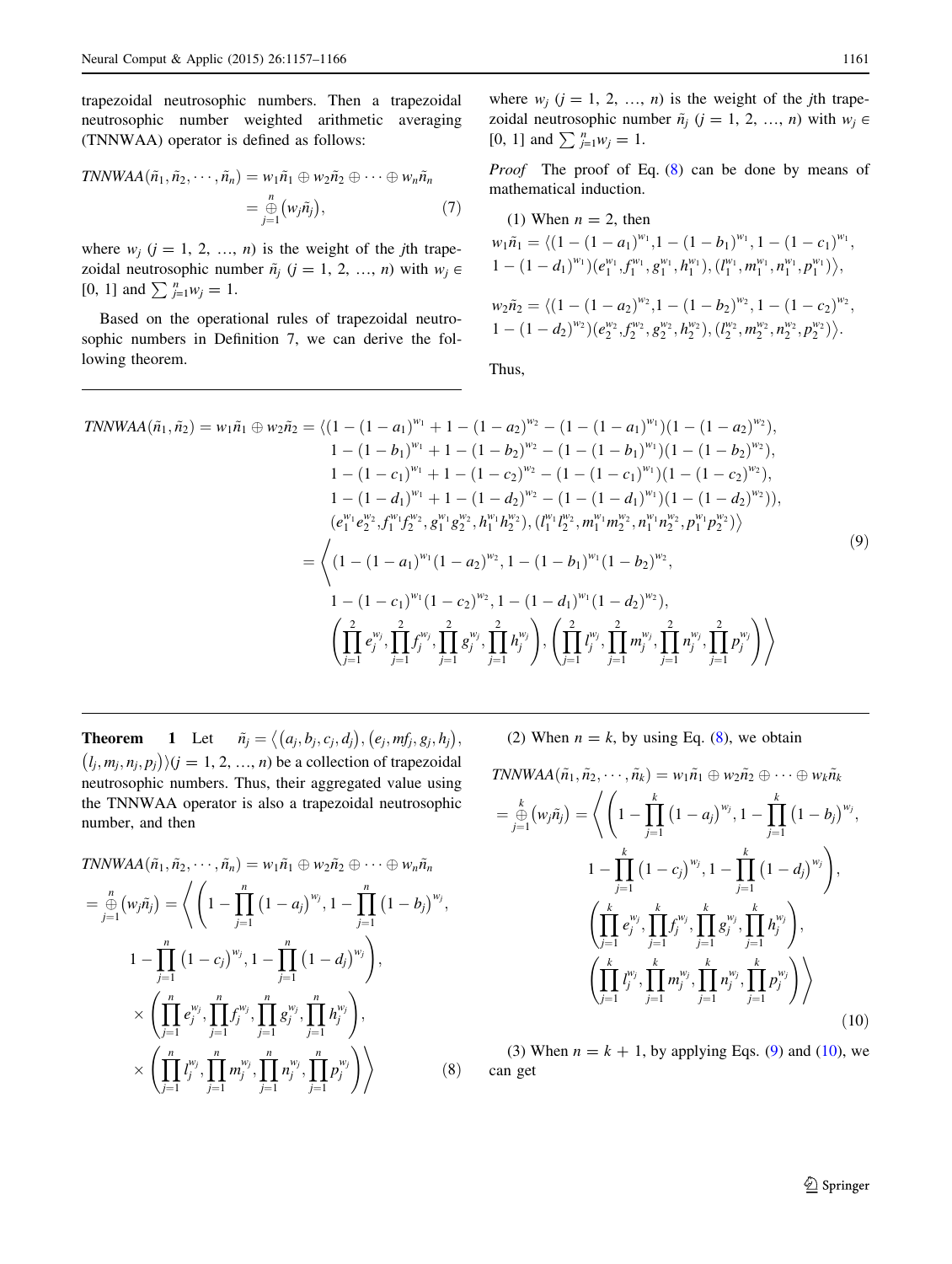trapezoidal neutrosophic numbers. Then a trapezoidal neutrosophic number weighted arithmetic averaging (TNNWAA) operator is defined as follows:

$$TNNWAA(\tilde{n}_1, \tilde{n}_2, \cdots, \tilde{n}_n) = w_1\tilde{n}_1 \oplus w_2\tilde{n}_2 \oplus \cdots \oplus w_n\tilde{n}_n = \mathop{\oplus}_{j=1}^{n} (w_j\tilde{n}_j), \tag{7}$$

where $w_j$ ($j = 1, 2, \ldots, n$) is the weight of the $j$th trapezoidal neutrosophic number $\tilde{n}_j$ ($j = 1, 2, \ldots, n$) with $w_j \in [0, 1]$ and $\sum_{j=1}^{n} w_j = 1$.

Based on the operational rules of trapezoidal neutrosophic numbers in Definition 7, we can derive the following theorem.

**Theorem 1** Let $\tilde{n}_j = \langle (a_j, b_j, c_j, d_j), (e_j, mf_j, g_j, h_j), (l_j, m_j, n_j, p_j) \rangle (j = 1, 2, \ldots, n)$ be a collection of trapezoidal neutrosophic numbers. Thus, their aggregated value using the TNNWAA operator is also a trapezoidal neutrosophic number, and then

$$\begin{aligned} TNNWAA(\tilde{n}_1, \tilde{n}_2, \cdots, \tilde{n}_n) &= w_1\tilde{n}_1 \oplus w_2\tilde{n}_2 \oplus \cdots \oplus w_n\tilde{n}_n \\ = \mathop{\oplus}_{j=1}^{n} (w_j\tilde{n}_j) &= \left\langle \left(1 - \prod_{j=1}^{n} (1 - a_j)^{w_j}, 1 - \prod_{j=1}^{n} (1 - b_j)^{w_j}, \right.\right. \\ &\left. 1 - \prod_{j=1}^{n} (1 - c_j)^{w_j}, 1 - \prod_{j=1}^{n} (1 - d_j)^{w_j}\right), \\ &\times \left(\prod_{j=1}^{n} e_j^{w_j}, \prod_{j=1}^{n} f_j^{w_j}, \prod_{j=1}^{n} g_j^{w_j}, \prod_{j=1}^{n} h_j^{w_j}\right), \\ &\left.\times \left(\prod_{j=1}^{n} l_j^{w_j}, \prod_{j=1}^{n} m_j^{w_j}, \prod_{j=1}^{n} n_j^{w_j}, \prod_{j=1}^{n} p_j^{w_j}\right)\right\rangle \end{aligned} \tag{8}$$

where $w_j$ ($j = 1, 2, \ldots, n$) is the weight of the $j$th trapezoidal neutrosophic number $\tilde{n}_j$ ($j = 1, 2, \ldots, n$) with $w_j \in [0, 1]$ and $\sum_{j=1}^{n} w_j = 1$.

*Proof* The proof of Eq. (8) can be done by means of mathematical induction.

(1) When $n = 2$, then

$$w_1\tilde{n}_1 = \langle (1 - (1 - a_1)^{w_1}, 1 - (1 - b_1)^{w_1}, 1 - (1 - c_1)^{w_1}, 1 - (1 - d_1)^{w_1})(e_1^{w_1}, f_1^{w_1}, g_1^{w_1}, h_1^{w_1}), (l_1^{w_1}, m_1^{w_1}, n_1^{w_1}, p_1^{w_1}) \rangle,$$

$$w_2\tilde{n}_2 = \langle (1 - (1 - a_2)^{w_2}, 1 - (1 - b_2)^{w_2}, 1 - (1 - c_2)^{w_2}, 1 - (1 - d_2)^{w_2})(e_2^{w_2}, f_2^{w_2}, g_2^{w_2}, h_2^{w_2}), (l_2^{w_2}, m_2^{w_2}, n_2^{w_2}, p_2^{w_2}) \rangle.$$

Thus,

$$\begin{aligned} TNNWAA(\tilde{n}_1, \tilde{n}_2) = w_1\tilde{n}_1 \oplus w_2\tilde{n}_2 = \langle (&1 - (1 - a_1)^{w_1} + 1 - (1 - a_2)^{w_2} - (1 - (1 - a_1)^{w_1})(1 - (1 - a_2)^{w_2}), \\ &1 - (1 - b_1)^{w_1} + 1 - (1 - b_2)^{w_2} - (1 - (1 - b_1)^{w_1})(1 - (1 - b_2)^{w_2}), \\ &1 - (1 - c_1)^{w_1} + 1 - (1 - c_2)^{w_2} - (1 - (1 - c_1)^{w_1})(1 - (1 - c_2)^{w_2}), \\ &1 - (1 - d_1)^{w_1} + 1 - (1 - d_2)^{w_2} - (1 - (1 - d_1)^{w_1})(1 - (1 - d_2)^{w_2})), \\ &(e_1^{w_1}e_2^{w_2}, f_1^{w_1}f_2^{w_2}, g_1^{w_1}g_2^{w_2}, h_1^{w_1}h_2^{w_2}), (l_1^{w_1}l_2^{w_2}, m_1^{w_1}m_2^{w_2}, n_1^{w_1}n_2^{w_2}, p_1^{w_1}p_2^{w_2}) \rangle \\ = \Bigg\langle (&1 - (1 - a_1)^{w_1}(1 - a_2)^{w_2}, 1 - (1 - b_1)^{w_1}(1 - b_2)^{w_2}, \\ &1 - (1 - c_1)^{w_1}(1 - c_2)^{w_2}, 1 - (1 - d_1)^{w_1}(1 - d_2)^{w_2}), \\ &\left(\prod_{j=1}^{2} e_j^{w_j}, \prod_{j=1}^{2} f_j^{w_j}, \prod_{j=1}^{2} g_j^{w_j}, \prod_{j=1}^{2} h_j^{w_j}\right), \left(\prod_{j=1}^{2} l_j^{w_j}, \prod_{j=1}^{2} m_j^{w_j}, \prod_{j=1}^{2} n_j^{w_j}, \prod_{j=1}^{2} p_j^{w_j}\right) \Bigg\rangle \end{aligned} \tag{9}$$

(2) When $n = k$, by using Eq. (8), we obtain

$$\begin{aligned} TNNWAA(\tilde{n}_1, \tilde{n}_2, \cdots, \tilde{n}_k) &= w_1\tilde{n}_1 \oplus w_2\tilde{n}_2 \oplus \cdots \oplus w_k\tilde{n}_k \\ = \mathop{\oplus}_{j=1}^{k} (w_j\tilde{n}_j) &= \left\langle \left(1 - \prod_{j=1}^{k} (1 - a_j)^{w_j}, 1 - \prod_{j=1}^{k} (1 - b_j)^{w_j}, \right.\right. \\ &\left. 1 - \prod_{j=1}^{k} (1 - c_j)^{w_j}, 1 - \prod_{j=1}^{k} (1 - d_j)^{w_j}\right), \\ &\left(\prod_{j=1}^{k} e_j^{w_j}, \prod_{j=1}^{k} f_j^{w_j}, \prod_{j=1}^{k} g_j^{w_j}, \prod_{j=1}^{k} h_j^{w_j}\right), \\ &\left.\left(\prod_{j=1}^{k} l_j^{w_j}, \prod_{j=1}^{k} m_j^{w_j}, \prod_{j=1}^{k} n_j^{w_j}, \prod_{j=1}^{k} p_j^{w_j}\right)\right\rangle \end{aligned} \tag{10}$$

(3) When $n = k + 1$, by applying Eqs. (9) and (10), we can get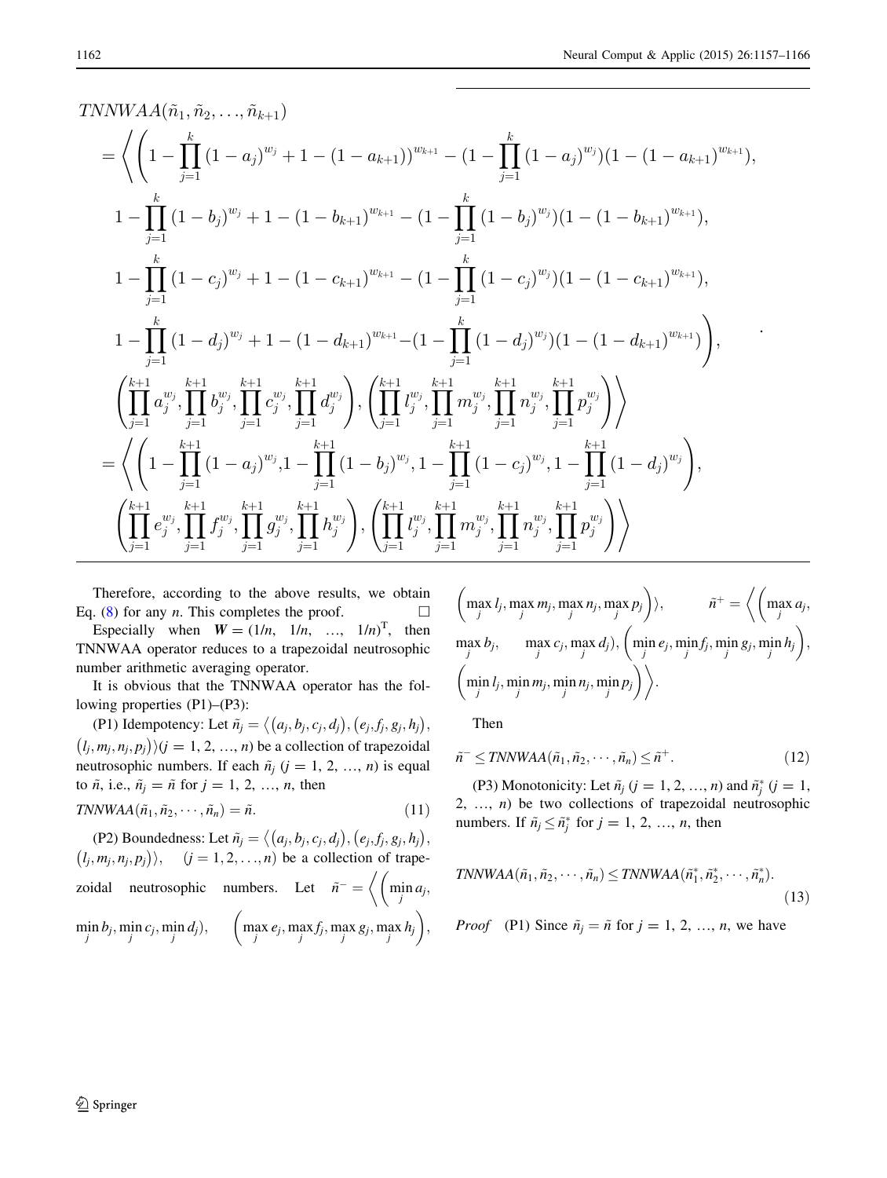$$
\begin{aligned}
& TNNWAA(\tilde{n}_1, \tilde{n}_2, \ldots, \tilde{n}_{k+1}) \\
&= \left\langle \left( 1 - \prod_{j=1}^{k} (1-a_j)^{w_j} + 1 - (1-a_{k+1}))^{w_{k+1}} - (1 - \prod_{j=1}^{k} (1-a_j)^{w_j})(1-(1-a_{k+1})^{w_{k+1}}), \right. \right. \\
& \quad 1 - \prod_{j=1}^{k} (1-b_j)^{w_j} + 1 - (1-b_{k+1})^{w_{k+1}} - (1 - \prod_{j=1}^{k} (1-b_j)^{w_j})(1-(1-b_{k+1})^{w_{k+1}}), \\
& \quad 1 - \prod_{j=1}^{k} (1-c_j)^{w_j} + 1 - (1-c_{k+1})^{w_{k+1}} - (1 - \prod_{j=1}^{k} (1-c_j)^{w_j})(1-(1-c_{k+1})^{w_{k+1}}), \\
& \quad \left. 1 - \prod_{j=1}^{k} (1-d_j)^{w_j} + 1 - (1-d_{k+1})^{w_{k+1}} - (1 - \prod_{j=1}^{k} (1-d_j)^{w_j})(1-(1-d_{k+1})^{w_{k+1}}) \right), \\
& \quad \left. \left( \prod_{j=1}^{k+1} a_j^{w_j}, \prod_{j=1}^{k+1} b_j^{w_j}, \prod_{j=1}^{k+1} c_j^{w_j}, \prod_{j=1}^{k+1} d_j^{w_j} \right), \left( \prod_{j=1}^{k+1} l_j^{w_j}, \prod_{j=1}^{k+1} m_j^{w_j}, \prod_{j=1}^{k+1} n_j^{w_j}, \prod_{j=1}^{k+1} p_j^{w_j} \right) \right\rangle \\
&= \left\langle \left( 1 - \prod_{j=1}^{k+1} (1-a_j)^{w_j}, 1 - \prod_{j=1}^{k+1} (1-b_j)^{w_j}, 1 - \prod_{j=1}^{k+1} (1-c_j)^{w_j}, 1 - \prod_{j=1}^{k+1} (1-d_j)^{w_j} \right), \right. \\
& \quad \left. \left( \prod_{j=1}^{k+1} e_j^{w_j}, \prod_{j=1}^{k+1} f_j^{w_j}, \prod_{j=1}^{k+1} g_j^{w_j}, \prod_{j=1}^{k+1} h_j^{w_j} \right), \left( \prod_{j=1}^{k+1} l_j^{w_j}, \prod_{j=1}^{k+1} m_j^{w_j}, \prod_{j=1}^{k+1} n_j^{w_j}, \prod_{j=1}^{k+1} p_j^{w_j} \right) \right\rangle
\end{aligned}
$$

Therefore, according to the above results, we obtain Eq. (8) for any $n$. This completes the proof. □

Especially when $\boldsymbol{W} = (1/n, 1/n, \ldots, 1/n)^{\mathrm{T}}$, then TNNWAA operator reduces to a trapezoidal neutrosophic number arithmetic averaging operator.

It is obvious that the TNNWAA operator has the following properties (P1)–(P3):

(P1) Idempotency: Let $\tilde{n}_j = \langle (a_j, b_j, c_j, d_j), (e_j, f_j, g_j, h_j), (l_j, m_j, n_j, p_j) \rangle (j = 1, 2, \ldots, n)$ be a collection of trapezoidal neutrosophic numbers. If each $\tilde{n}_j$ $(j = 1, 2, \ldots, n)$ is equal to $\tilde{n}$, i.e., $\tilde{n}_j = \tilde{n}$ for $j = 1, 2, \ldots, n$, then

$$TNNWAA(\tilde{n}_1, \tilde{n}_2, \cdots, \tilde{n}_n) = \tilde{n}. \tag{11}$$

(P2) Boundedness: Let $\tilde{n}_j = \langle (a_j, b_j, c_j, d_j), (e_j, f_j, g_j, h_j), (l_j, m_j, n_j, p_j) \rangle, \quad (j = 1, 2, \ldots, n)$ be a collection of trapezoidal neutrosophic numbers. Let $\tilde{n}^- = \left\langle \left( \min_j a_j, \min_j b_j, \min_j c_j, \min_j d_j \right), \left( \max_j e_j, \max_j f_j, \max_j g_j, \max_j h_j \right), \left( \max_j l_j, \max_j m_j, \max_j n_j, \max_j p_j \right) \right\rangle$, $\tilde{n}^+ = \left\langle \left( \max_j a_j, \max_j b_j, \max_j c_j, \max_j d_j \right), \left( \min_j e_j, \min_j f_j, \min_j g_j, \min_j h_j \right), \left( \min_j l_j, \min_j m_j, \min_j n_j, \min_j p_j \right) \right\rangle$.

Then

$$\tilde{n}^- \leq TNNWAA(\tilde{n}_1, \tilde{n}_2, \cdots, \tilde{n}_n) \leq \tilde{n}^+. \tag{12}$$

(P3) Monotonicity: Let $\tilde{n}_j$ $(j = 1, 2, \ldots, n)$ and $\tilde{n}_j^*$ $(j = 1, 2, \ldots, n)$ be two collections of trapezoidal neutrosophic numbers. If $\tilde{n}_j \leq \tilde{n}_j^*$ for $j = 1, 2, \ldots, n$, then

$$TNNWAA(\tilde{n}_1, \tilde{n}_2, \cdots, \tilde{n}_n) \leq TNNWAA(\tilde{n}_1^*, \tilde{n}_2^*, \cdots, \tilde{n}_n^*). \tag{13}$$

*Proof* (P1) Since $\tilde{n}_j = \tilde{n}$ for $j = 1, 2, \ldots, n$, we have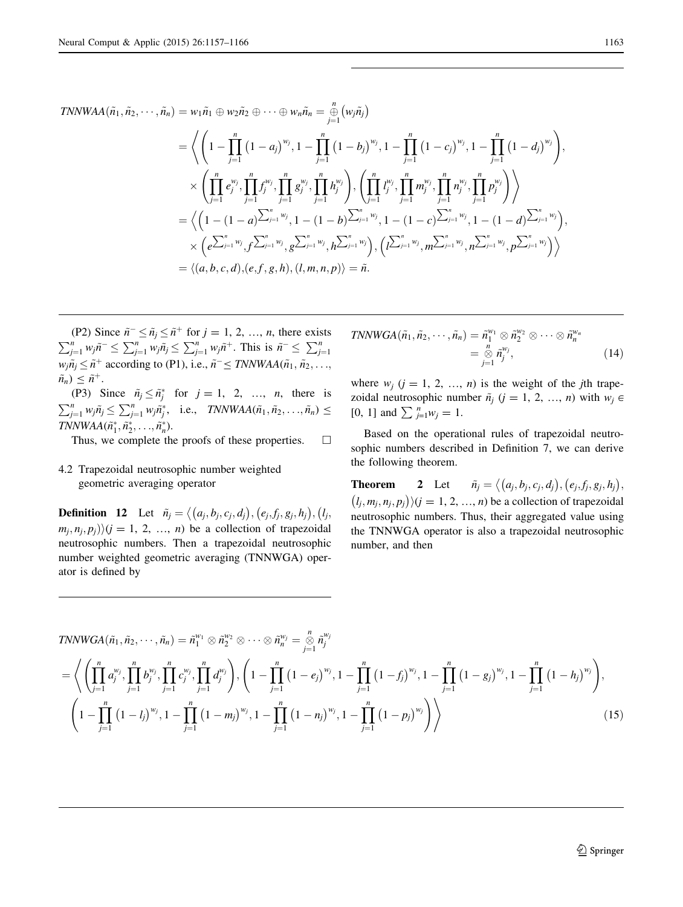$$
\begin{aligned}
TNNWAA(\tilde{n}_1, \tilde{n}_2, \cdots, \tilde{n}_n) &= w_1\tilde{n}_1 \oplus w_2\tilde{n}_2 \oplus \cdots \oplus w_n\tilde{n}_n = \mathop{\oplus}_{j=1}^{n} \left(w_j\tilde{n}_j\right) \\
&= \left\langle \left( 1 - \prod_{j=1}^{n} \left(1 - a_j\right)^{w_j}, 1 - \prod_{j=1}^{n} \left(1 - b_j\right)^{w_j}, 1 - \prod_{j=1}^{n} \left(1 - c_j\right)^{w_j}, 1 - \prod_{j=1}^{n} \left(1 - d_j\right)^{w_j} \right), \right. \\
&\quad \times \left. \left( \prod_{j=1}^{n} e_j^{w_j}, \prod_{j=1}^{n} f_j^{w_j}, \prod_{j=1}^{n} g_j^{w_j}, \prod_{j=1}^{n} h_j^{w_j} \right), \left( \prod_{j=1}^{n} l_j^{w_j}, \prod_{j=1}^{n} m_j^{w_j}, \prod_{j=1}^{n} n_j^{w_j}, \prod_{j=1}^{n} p_j^{w_j} \right) \right\rangle \\
&= \left\langle \left( 1 - (1-a)^{\sum_{j=1}^{n} w_j}, 1 - (1-b)^{\sum_{j=1}^{n} w_j}, 1 - (1-c)^{\sum_{j=1}^{n} w_j}, 1 - (1-d)^{\sum_{j=1}^{n} w_j} \right), \right. \\
&\quad \times \left. \left( e^{\sum_{j=1}^{n} w_j}, f^{\sum_{j=1}^{n} w_j}, g^{\sum_{j=1}^{n} w_j}, h^{\sum_{j=1}^{n} w_j} \right), \left( l^{\sum_{j=1}^{n} w_j}, m^{\sum_{j=1}^{n} w_j}, n^{\sum_{j=1}^{n} w_j}, p^{\sum_{j=1}^{n} w_j} \right) \right\rangle \\
&= \langle (a,b,c,d), (e,f,g,h), (l,m,n,p) \rangle = \tilde{n}.
\end{aligned}
$$

(P2) Since $\tilde{n}^- \le \tilde{n}_j \le \tilde{n}^+$ for $j = 1, 2, \ldots, n$, there exists $\sum_{j=1}^{n} w_j\tilde{n}^- \le \sum_{j=1}^{n} w_j\tilde{n}_j \le \sum_{j=1}^{n} w_j\tilde{n}^+$. This is $\tilde{n}^- \le \sum_{j=1}^{n} w_j\tilde{n}_j \le \tilde{n}^+$ according to (P1), i.e., $\tilde{n}^- \le TNNWAA(\tilde{n}_1, \tilde{n}_2, \ldots, \tilde{n}_n) \le \tilde{n}^+$.

(P3) Since $\tilde{n}_j \le \tilde{n}_j^*$ for $j = 1, 2, \ldots, n$, there is $\sum_{j=1}^{n} w_j\tilde{n}_j \le \sum_{j=1}^{n} w_j\tilde{n}_j^*$, i.e., $TNNWAA(\tilde{n}_1, \tilde{n}_2, \ldots, \tilde{n}_n) \le TNNWAA(\tilde{n}_1^*, \tilde{n}_2^*, \ldots, \tilde{n}_n^*)$.

Thus, we complete the proofs of these properties. □

### 4.2 Trapezoidal neutrosophic number weighted geometric averaging operator

**Definition 12** Let $\tilde{n}_j = \langle (a_j, b_j, c_j, d_j), (e_j, f_j, g_j, h_j), (l_j, m_j, n_j, p_j) \rangle (j = 1, 2, \ldots, n)$ be a collection of trapezoidal neutrosophic numbers. Then a trapezoidal neutrosophic number weighted geometric averaging (TNNWGA) operator is defined by

$$
\begin{aligned}
TNNWGA(\tilde{n}_1, \tilde{n}_2, \cdots, \tilde{n}_n) &= \tilde{n}_1^{w_1} \otimes \tilde{n}_2^{w_2} \otimes \cdots \otimes \tilde{n}_n^{w_n} \\
&= \mathop{\otimes}_{j=1}^{n} \tilde{n}_j^{w_j},
\end{aligned}
\tag{14}
$$

where $w_j$ ($j = 1, 2, \ldots, n$) is the weight of the $j$th trapezoidal neutrosophic number $\tilde{n}_j$ ($j = 1, 2, \ldots, n$) with $w_j \in [0, 1]$ and $\sum_{j=1}^{n} w_j = 1$.

Based on the operational rules of trapezoidal neutrosophic numbers described in Definition 7, we can derive the following theorem.

**Theorem 2** Let $\tilde{n}_j = \langle (a_j, b_j, c_j, d_j), (e_j, f_j, g_j, h_j), (l_j, m_j, n_j, p_j) \rangle (j = 1, 2, \ldots, n)$ be a collection of trapezoidal neutrosophic numbers. Thus, their aggregated value using the TNNWGA operator is also a trapezoidal neutrosophic number, and then

$$
\begin{aligned}
&TNNWGA(\tilde{n}_1, \tilde{n}_2, \cdots, \tilde{n}_n) = \tilde{n}_1^{w_1} \otimes \tilde{n}_2^{w_2} \otimes \cdots \otimes \tilde{n}_n^{w_j} = \mathop{\otimes}_{j=1}^{n} \tilde{n}_j^{w_j} \\
&= \left\langle \left( \prod_{j=1}^{n} a_j^{w_j}, \prod_{j=1}^{n} b_j^{w_j}, \prod_{j=1}^{n} c_j^{w_j}, \prod_{j=1}^{n} d_j^{w_j} \right), \left( 1 - \prod_{j=1}^{n} \left(1 - e_j\right)^{w_j}, 1 - \prod_{j=1}^{n} \left(1 - f_j\right)^{w_j}, 1 - \prod_{j=1}^{n} \left(1 - g_j\right)^{w_j}, 1 - \prod_{j=1}^{n} \left(1 - h_j\right)^{w_j} \right), \right. \\
&\quad \left. \left( 1 - \prod_{j=1}^{n} \left(1 - l_j\right)^{w_j}, 1 - \prod_{j=1}^{n} \left(1 - m_j\right)^{w_j}, 1 - \prod_{j=1}^{n} \left(1 - n_j\right)^{w_j}, 1 - \prod_{j=1}^{n} \left(1 - p_j\right)^{w_j} \right) \right\rangle
\end{aligned}
\tag{15}
$$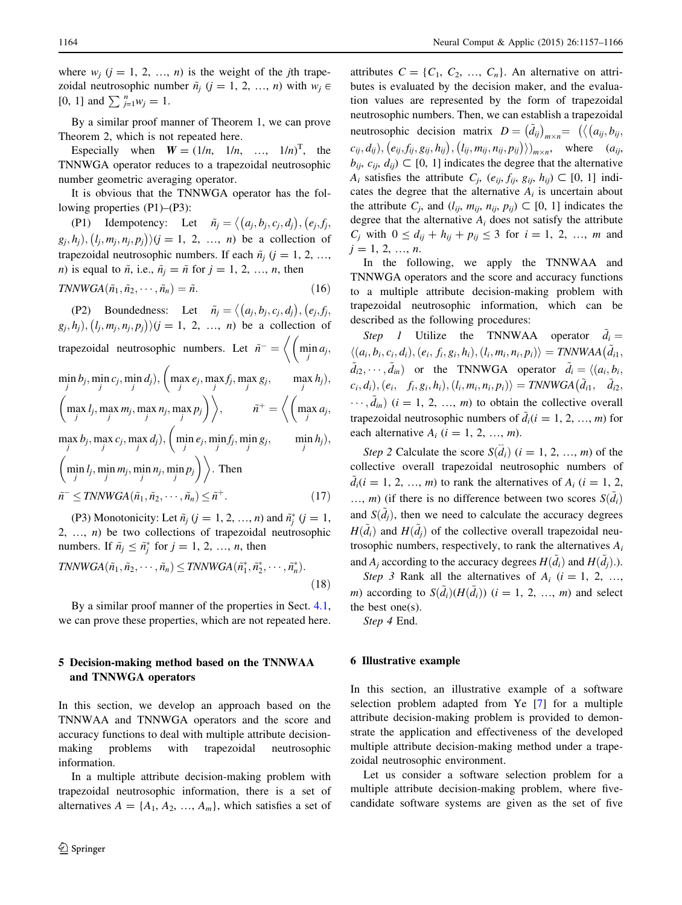where $w_j$ ($j = 1, 2, \ldots, n$) is the weight of the $j$th trapezoidal neutrosophic number $\tilde{n}_j$ ($j = 1, 2, \ldots, n$) with $w_j \in [0, 1]$ and $\sum_{j=1}^{n} w_j = 1$.

By a similar proof manner of Theorem 1, we can prove Theorem 2, which is not repeated here.

Especially when $\boldsymbol{W} = (1/n, 1/n, \ldots, 1/n)^{\mathrm{T}}$, the TNNWGA operator reduces to a trapezoidal neutrosophic number geometric averaging operator.

It is obvious that the TNNWGA operator has the following properties (P1)–(P3):

(P1) Idempotency: Let $\tilde{n}_j = \langle (a_j, b_j, c_j, d_j), (e_j, f_j, g_j, h_j), (l_j, m_j, n_j, p_j) \rangle$ ($j = 1, 2, \ldots, n$) be a collection of trapezoidal neutrosophic numbers. If each $\tilde{n}_j$ ($j = 1, 2, \ldots, n$) is equal to $\tilde{n}$, i.e., $\tilde{n}_j = \tilde{n}$ for $j = 1, 2, \ldots, n$, then

$$TNNWGA(\tilde{n}_1, \tilde{n}_2, \cdots, \tilde{n}_n) = \tilde{n}. \tag{16}$$

(P2) Boundedness: Let $\tilde{n}_j = \langle (a_j, b_j, c_j, d_j), (e_j, f_j, g_j, h_j), (l_j, m_j, n_j, p_j) \rangle$ ($j = 1, 2, \ldots, n$) be a collection of trapezoidal neutrosophic numbers. Let $\tilde{n}^- = \left\langle \left( \min_j a_j, \min_j b_j, \min_j c_j, \min_j d_j \right), \left( \max_j e_j, \max_j f_j, \max_j g_j, \max_j h_j \right), \left( \max_j l_j, \max_j m_j, \max_j n_j, \max_j p_j \right) \right\rangle$, $\tilde{n}^+ = \left\langle \left( \max_j a_j, \max_j b_j, \max_j c_j, \max_j d_j \right), \left( \min_j e_j, \min_j f_j, \min_j g_j, \min_j h_j \right), \left( \min_j l_j, \min_j m_j, \min_j n_j, \min_j p_j \right) \right\rangle$. Then

$$\tilde{n}^- \leq TNNWGA(\tilde{n}_1, \tilde{n}_2, \cdots, \tilde{n}_n) \leq \tilde{n}^+. \tag{17}$$

(P3) Monotonicity: Let $\tilde{n}_j$ ($j = 1, 2, \ldots, n$) and $\tilde{n}_j^*$ ($j = 1, 2, \ldots, n$) be two collections of trapezoidal neutrosophic numbers. If $\tilde{n}_j \leq \tilde{n}_j^*$ for $j = 1, 2, \ldots, n$, then

$$TNNWGA(\tilde{n}_1, \tilde{n}_2, \cdots, \tilde{n}_n) \leq TNNWGA(\tilde{n}_1^*, \tilde{n}_2^*, \cdots, \tilde{n}_n^*). \tag{18}$$

By a similar proof manner of the properties in Sect. 4.1, we can prove these properties, which are not repeated here.

## 5 Decision-making method based on the TNNWAA and TNNWGA operators

In this section, we develop an approach based on the TNNWAA and TNNWGA operators and the score and accuracy functions to deal with multiple attribute decision-making problems with trapezoidal neutrosophic information.

In a multiple attribute decision-making problem with trapezoidal neutrosophic information, there is a set of alternatives $A = \{A_1, A_2, \ldots, A_m\}$, which satisfies a set of attributes $C = \{C_1, C_2, \ldots, C_n\}$. An alternative on attributes is evaluated by the decision maker, and the evaluation values are represented by the form of trapezoidal neutrosophic numbers. Then, we can establish a trapezoidal neutrosophic decision matrix $D = (\tilde{d}_{ij})_{m \times n} = (\langle (a_{ij}, b_{ij}, c_{ij}, d_{ij}), (e_{ij}, f_{ij}, g_{ij}, h_{ij}), (l_{ij}, m_{ij}, n_{ij}, p_{ij}) \rangle)_{m \times n}$, where $(a_{ij}, b_{ij}, c_{ij}, d_{ij}) \subset [0, 1]$ indicates the degree that the alternative $A_i$ satisfies the attribute $C_j$, $(e_{ij}, f_{ij}, g_{ij}, h_{ij}) \subset [0, 1]$ indicates the degree that the alternative $A_i$ is uncertain about the attribute $C_j$, and $(l_{ij}, m_{ij}, n_{ij}, p_{ij}) \subset [0, 1]$ indicates the degree that the alternative $A_i$ does not satisfy the attribute $C_j$ with $0 \leq d_{ij} + h_{ij} + p_{ij} \leq 3$ for $i = 1, 2, \ldots, m$ and $j = 1, 2, \ldots, n$.

In the following, we apply the TNNWAA and TNNWGA operators and the score and accuracy functions to a multiple attribute decision-making problem with trapezoidal neutrosophic information, which can be described as the following procedures:

*Step 1* Utilize the TNNWAA operator $\tilde{d}_i = \langle (a_i, b_i, c_i, d_i), (e_i, f_i, g_i, h_i), (l_i, m_i, n_i, p_i) \rangle = TNNWAA(\tilde{d}_{i1}, \tilde{d}_{i2}, \cdots, \tilde{d}_{in})$ or the TNNWGA operator $\tilde{d}_i = \langle (a_i, b_i, c_i, d_i), (e_i, f_i, g_i, h_i), (l_i, m_i, n_i, p_i) \rangle = TNNWGA(\tilde{d}_{i1}, \tilde{d}_{i2}, \cdots, \tilde{d}_{in})$ ($i = 1, 2, \ldots, m$) to obtain the collective overall trapezoidal neutrosophic numbers of $\tilde{d}_i$($i = 1, 2, \ldots, m$) for each alternative $A_i$ ($i = 1, 2, \ldots, m$).

*Step 2* Calculate the score $S(\tilde{d}_i)$ ($i = 1, 2, \ldots, m$) of the collective overall trapezoidal neutrosophic numbers of $\tilde{d}_i$($i = 1, 2, \ldots, m$) to rank the alternatives of $A_i$ ($i = 1, 2, \ldots, m$) (if there is no difference between two scores $S(\tilde{d}_i)$ and $S(\tilde{d}_j)$, then we need to calculate the accuracy degrees $H(\tilde{d}_i)$ and $H(\tilde{d}_j)$ of the collective overall trapezoidal neutrosophic numbers, respectively, to rank the alternatives $A_i$ and $A_j$ according to the accuracy degrees $H(\tilde{d}_i)$ and $H(\tilde{d}_j)$.).

*Step 3* Rank all the alternatives of $A_i$ ($i = 1, 2, \ldots, m$) according to $S(\tilde{d}_i)(H(\tilde{d}_i))$ ($i = 1, 2, \ldots, m$) and select the best one(s).

*Step 4* End.

## 6 Illustrative example

In this section, an illustrative example of a software selection problem adapted from Ye [7] for a multiple attribute decision-making problem is provided to demonstrate the application and effectiveness of the developed multiple attribute decision-making method under a trapezoidal neutrosophic environment.

Let us consider a software selection problem for a multiple attribute decision-making problem, where five-candidate software systems are given as the set of five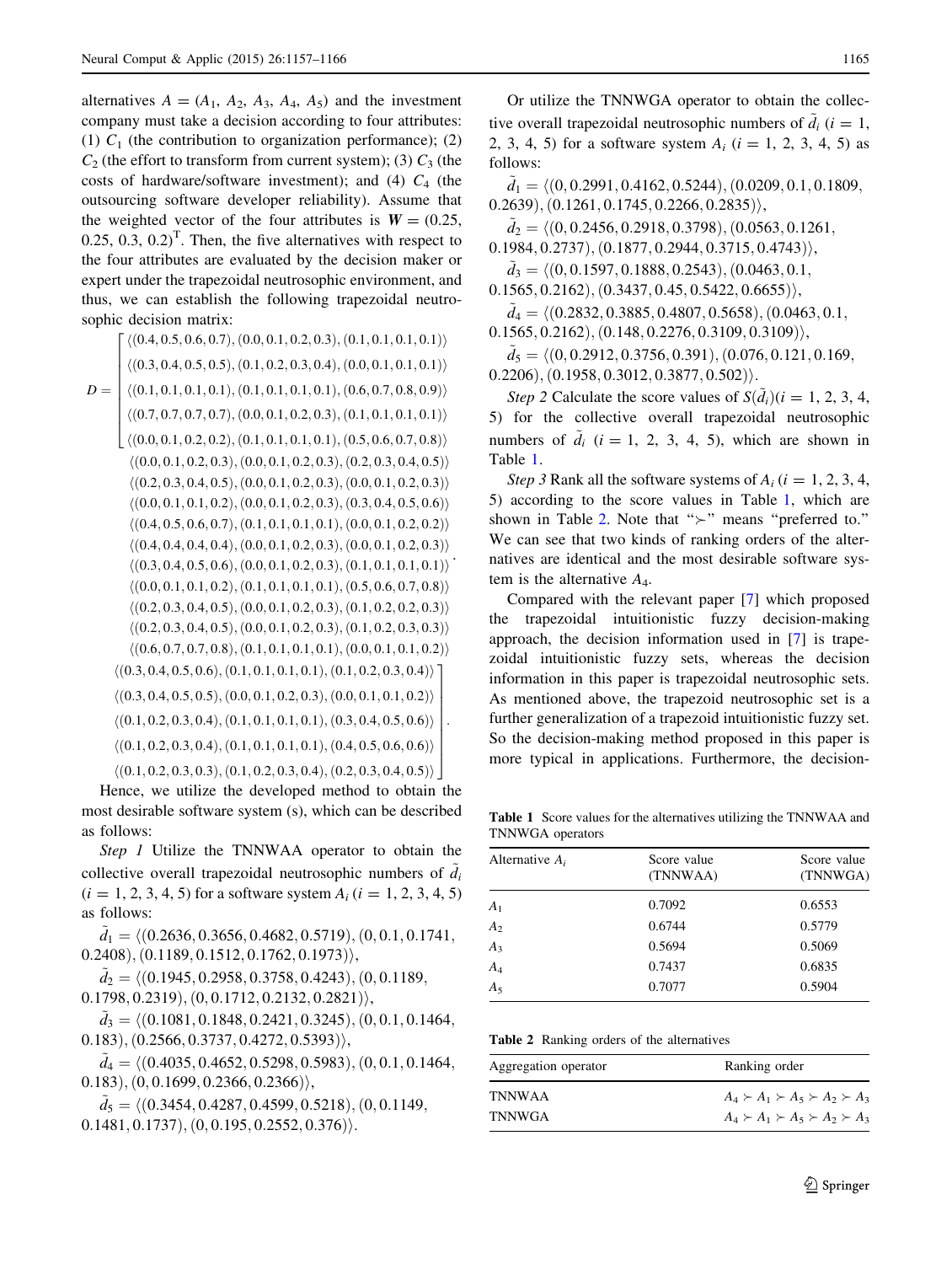alternatives $A = (A_1, A_2, A_3, A_4, A_5)$ and the investment company must take a decision according to four attributes: (1) $C_1$ (the contribution to organization performance); (2) $C_2$ (the effort to transform from current system); (3) $C_3$ (the costs of hardware/software investment); and (4) $C_4$ (the outsourcing software developer reliability). Assume that the weighted vector of the four attributes is $W = (0.25, 0.25, 0.3, 0.2)^T$. Then, the five alternatives with respect to the four attributes are evaluated by the decision maker or expert under the trapezoidal neutrosophic environment, and thus, we can establish the following trapezoidal neutrosophic decision matrix:

$$D = \begin{bmatrix} \langle(0.4,0.5,0.6,0.7),(0.0,0.1,0.2,0.3),(0.1,0.1,0.1,0.1)\rangle & \langle(0.0,0.1,0.2,0.3),(0.0,0.1,0.2,0.3),(0.2,0.3,0.4,0.5)\rangle & \langle(0.4,0.4,0.4,0.4),(0.0,0.1,0.2,0.3),(0.0,0.1,0.2,0.3)\rangle & \langle(0.3,0.4,0.5,0.6),(0.1,0.1,0.1,0.1),(0.1,0.2,0.3,0.4)\rangle \\ \langle(0.3,0.4,0.5,0.5),(0.1,0.2,0.3,0.4),(0.0,0.1,0.1,0.1)\rangle & \langle(0.2,0.3,0.4,0.5),(0.0,0.1,0.2,0.3),(0.0,0.1,0.2,0.3)\rangle & \langle(0.3,0.4,0.5,0.6),(0.0,0.1,0.2,0.3),(0.1,0.1,0.1,0.1)\rangle & \langle(0.3,0.4,0.5,0.5),(0.0,0.1,0.2,0.3),(0.0,0.1,0.1,0.2)\rangle \\ \langle(0.1,0.1,0.1,0.1),(0.1,0.1,0.1,0.1),(0.6,0.7,0.8,0.9)\rangle & \langle(0.0,0.1,0.1,0.2),(0.0,0.1,0.2,0.3),(0.3,0.4,0.5,0.6)\rangle & \langle(0.0,0.1,0.1,0.2),(0.1,0.1,0.1,0.1),(0.5,0.6,0.7,0.8)\rangle & \langle(0.1,0.2,0.3,0.4),(0.1,0.1,0.1,0.1),(0.3,0.4,0.5,0.6)\rangle \\ \langle(0.7,0.7,0.7,0.7),(0.0,0.1,0.2,0.3),(0.1,0.1,0.1,0.1)\rangle & \langle(0.4,0.5,0.6,0.7),(0.1,0.1,0.1,0.1),(0.0,0.1,0.2,0.2)\rangle & \langle(0.2,0.3,0.4,0.5),(0.0,0.1,0.2,0.3),(0.1,0.2,0.2,0.3)\rangle & \langle(0.1,0.2,0.3,0.4),(0.1,0.1,0.1,0.1),(0.4,0.5,0.6,0.6)\rangle \\ \langle(0.0,0.1,0.2,0.2),(0.1,0.1,0.1,0.1),(0.5,0.6,0.7,0.8)\rangle & & \langle(0.2,0.3,0.4,0.5),(0.0,0.1,0.2,0.3),(0.1,0.2,0.3,0.3)\rangle & \langle(0.1,0.2,0.3,0.3),(0.1,0.2,0.3,0.4),(0.2,0.3,0.4,0.5)\rangle \\ & & \langle(0.6,0.7,0.7,0.8),(0.1,0.1,0.1,0.1),(0.0,0.1,0.1,0.2)\rangle & \end{bmatrix}$$

Hence, we utilize the developed method to obtain the most desirable software system (s), which can be described as follows:

*Step 1* Utilize the TNNWAA operator to obtain the collective overall trapezoidal neutrosophic numbers of $\tilde{d}_i$ ($i = 1, 2, 3, 4, 5$) for a software system $A_i$ ($i = 1, 2, 3, 4, 5$) as follows:

$\tilde{d}_1 = \langle(0.2636, 0.3656, 0.4682, 0.5719), (0, 0.1, 0.1741, 0.2408), (0.1189, 0.1512, 0.1762, 0.1973)\rangle$,

$\tilde{d}_2 = \langle(0.1945, 0.2958, 0.3758, 0.4243), (0, 0.1189, 0.1798, 0.2319), (0, 0.1712, 0.2132, 0.2821)\rangle$,

$\tilde{d}_3 = \langle(0.1081, 0.1848, 0.2421, 0.3245), (0, 0.1, 0.1464, 0.183), (0.2566, 0.3737, 0.4272, 0.5393)\rangle$,

$\tilde{d}_4 = \langle(0.4035, 0.4652, 0.5298, 0.5983), (0, 0.1, 0.1464, 0.183), (0, 0.1699, 0.2366, 0.2366)\rangle$,

$\tilde{d}_5 = \langle(0.3454, 0.4287, 0.4599, 0.5218), (0, 0.1149, 0.1481, 0.1737), (0, 0.195, 0.2552, 0.376)\rangle$.

Or utilize the TNNWGA operator to obtain the collective overall trapezoidal neutrosophic numbers of $\tilde{d}_i$ ($i = 1, 2, 3, 4, 5$) for a software system $A_i$ ($i = 1, 2, 3, 4, 5$) as follows:

$\tilde{d}_1 = \langle(0, 0.2991, 0.4162, 0.5244), (0.0209, 0.1, 0.1809, 0.2639), (0.1261, 0.1745, 0.2266, 0.2835)\rangle$,

$\tilde{d}_2 = \langle(0, 0.2456, 0.2918, 0.3798), (0.0563, 0.1261, 0.1984, 0.2737), (0.1877, 0.2944, 0.3715, 0.4743)\rangle$,

$\tilde{d}_3 = \langle(0, 0.1597, 0.1888, 0.2543), (0.0463, 0.1, 0.1565, 0.2162), (0.3437, 0.45, 0.5422, 0.6655)\rangle$,

$\tilde{d}_4 = \langle(0.2832, 0.3885, 0.4807, 0.5658), (0.0463, 0.1, 0.1565, 0.2162), (0.148, 0.2276, 0.3109, 0.3109)\rangle$,

$\tilde{d}_5 = \langle(0, 0.2912, 0.3756, 0.391), (0.076, 0.121, 0.169, 0.2206), (0.1958, 0.3012, 0.3877, 0.502)\rangle$.

*Step 2* Calculate the score values of $S(\tilde{d}_i)$ ($i = 1, 2, 3, 4, 5$) for the collective overall trapezoidal neutrosophic numbers of $\tilde{d}_i$ ($i = 1, 2, 3, 4, 5$), which are shown in Table 1.

*Step 3* Rank all the software systems of $A_i$ ($i = 1, 2, 3, 4, 5$) according to the score values in Table 1, which are shown in Table 2. Note that "$\succ$" means "preferred to." We can see that two kinds of ranking orders of the alternatives are identical and the most desirable software system is the alternative $A_4$.

Compared with the relevant paper [7] which proposed the trapezoidal intuitionistic fuzzy decision-making approach, the decision information used in [7] is trapezoidal intuitionistic fuzzy sets, whereas the decision information in this paper is trapezoidal neutrosophic sets. As mentioned above, the trapezoid neutrosophic set is a further generalization of a trapezoid intuitionistic fuzzy set. So the decision-making method proposed in this paper is more typical in applications. Furthermore, the decision-

**Table 1** Score values for the alternatives utilizing the TNNWAA and TNNWGA operators

| Alternative $A_i$ | Score value (TNNWAA) | Score value (TNNWGA) |
|---|---|---|
| $A_1$ | 0.7092 | 0.6553 |
| $A_2$ | 0.6744 | 0.5779 |
| $A_3$ | 0.5694 | 0.5069 |
| $A_4$ | 0.7437 | 0.6835 |
| $A_5$ | 0.7077 | 0.5904 |

**Table 2** Ranking orders of the alternatives

| Aggregation operator | Ranking order |
|---|---|
| TNNWAA | $A_4 \succ A_1 \succ A_5 \succ A_2 \succ A_3$ |
| TNNWGA | $A_4 \succ A_1 \succ A_5 \succ A_2 \succ A_3$ |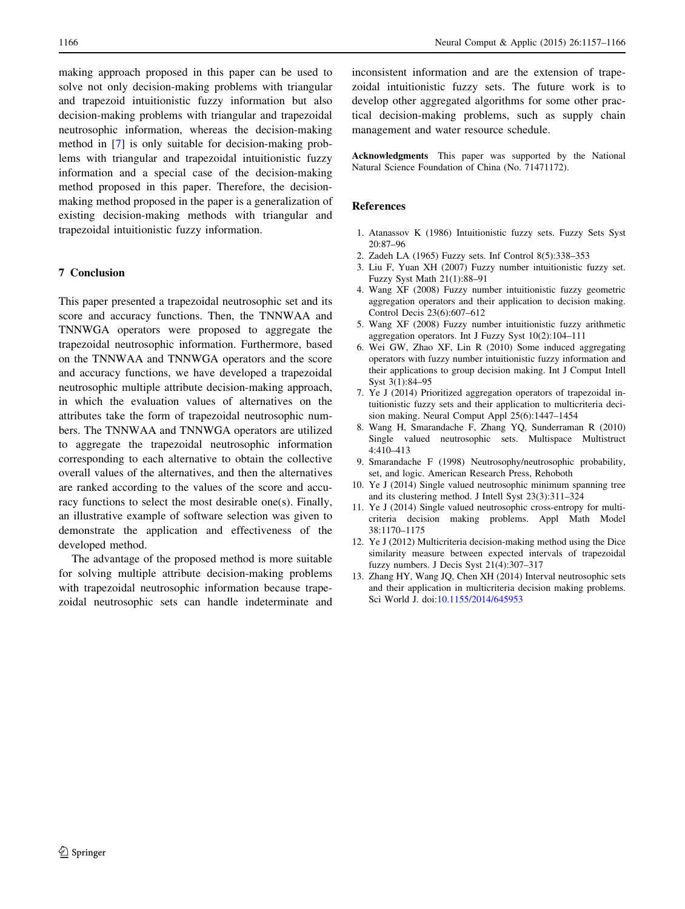making approach proposed in this paper can be used to solve not only decision-making problems with triangular and trapezoid intuitionistic fuzzy information but also decision-making problems with triangular and trapezoidal neutrosophic information, whereas the decision-making method in [7] is only suitable for decision-making problems with triangular and trapezoidal intuitionistic fuzzy information and a special case of the decision-making method proposed in this paper. Therefore, the decision-making method proposed in the paper is a generalization of existing decision-making methods with triangular and trapezoidal intuitionistic fuzzy information.

## 7 Conclusion

This paper presented a trapezoidal neutrosophic set and its score and accuracy functions. Then, the TNNWAA and TNNWGA operators were proposed to aggregate the trapezoidal neutrosophic information. Furthermore, based on the TNNWAA and TNNWGA operators and the score and accuracy functions, we have developed a trapezoidal neutrosophic multiple attribute decision-making approach, in which the evaluation values of alternatives on the attributes take the form of trapezoidal neutrosophic numbers. The TNNWAA and TNNWGA operators are utilized to aggregate the trapezoidal neutrosophic information corresponding to each alternative to obtain the collective overall values of the alternatives, and then the alternatives are ranked according to the values of the score and accuracy functions to select the most desirable one(s). Finally, an illustrative example of software selection was given to demonstrate the application and effectiveness of the developed method.

The advantage of the proposed method is more suitable for solving multiple attribute decision-making problems with trapezoidal neutrosophic information because trapezoidal neutrosophic sets can handle indeterminate and inconsistent information and are the extension of trapezoidal intuitionistic fuzzy sets. The future work is to develop other aggregated algorithms for some other practical decision-making problems, such as supply chain management and water resource schedule.

**Acknowledgments** This paper was supported by the National Natural Science Foundation of China (No. 71471172).

## References

1. Atanassov K (1986) Intuitionistic fuzzy sets. Fuzzy Sets Syst 20:87–96
2. Zadeh LA (1965) Fuzzy sets. Inf Control 8(5):338–353
3. Liu F, Yuan XH (2007) Fuzzy number intuitionistic fuzzy set. Fuzzy Syst Math 21(1):88–91
4. Wang XF (2008) Fuzzy number intuitionistic fuzzy geometric aggregation operators and their application to decision making. Control Decis 23(6):607–612
5. Wang XF (2008) Fuzzy number intuitionistic fuzzy arithmetic aggregation operators. Int J Fuzzy Syst 10(2):104–111
6. Wei GW, Zhao XF, Lin R (2010) Some induced aggregating operators with fuzzy number intuitionistic fuzzy information and their applications to group decision making. Int J Comput Intell Syst 3(1):84–95
7. Ye J (2014) Prioritized aggregation operators of trapezoidal intuitionistic fuzzy sets and their application to multicriteria decision making. Neural Comput Appl 25(6):1447–1454
8. Wang H, Smarandache F, Zhang YQ, Sunderraman R (2010) Single valued neutrosophic sets. Multispace Multistruct 4:410–413
9. Smarandache F (1998) Neutrosophy/neutrosophic probability, set, and logic. American Research Press, Rehoboth
10. Ye J (2014) Single valued neutrosophic minimum spanning tree and its clustering method. J Intell Syst 23(3):311–324
11. Ye J (2014) Single valued neutrosophic cross-entropy for multicriteria decision making problems. Appl Math Model 38:1170–1175
12. Ye J (2012) Multicriteria decision-making method using the Dice similarity measure between expected intervals of trapezoidal fuzzy numbers. J Decis Syst 21(4):307–317
13. Zhang HY, Wang JQ, Chen XH (2014) Interval neutrosophic sets and their application in multicriteria decision making problems. Sci World J. doi:10.1155/2014/645953